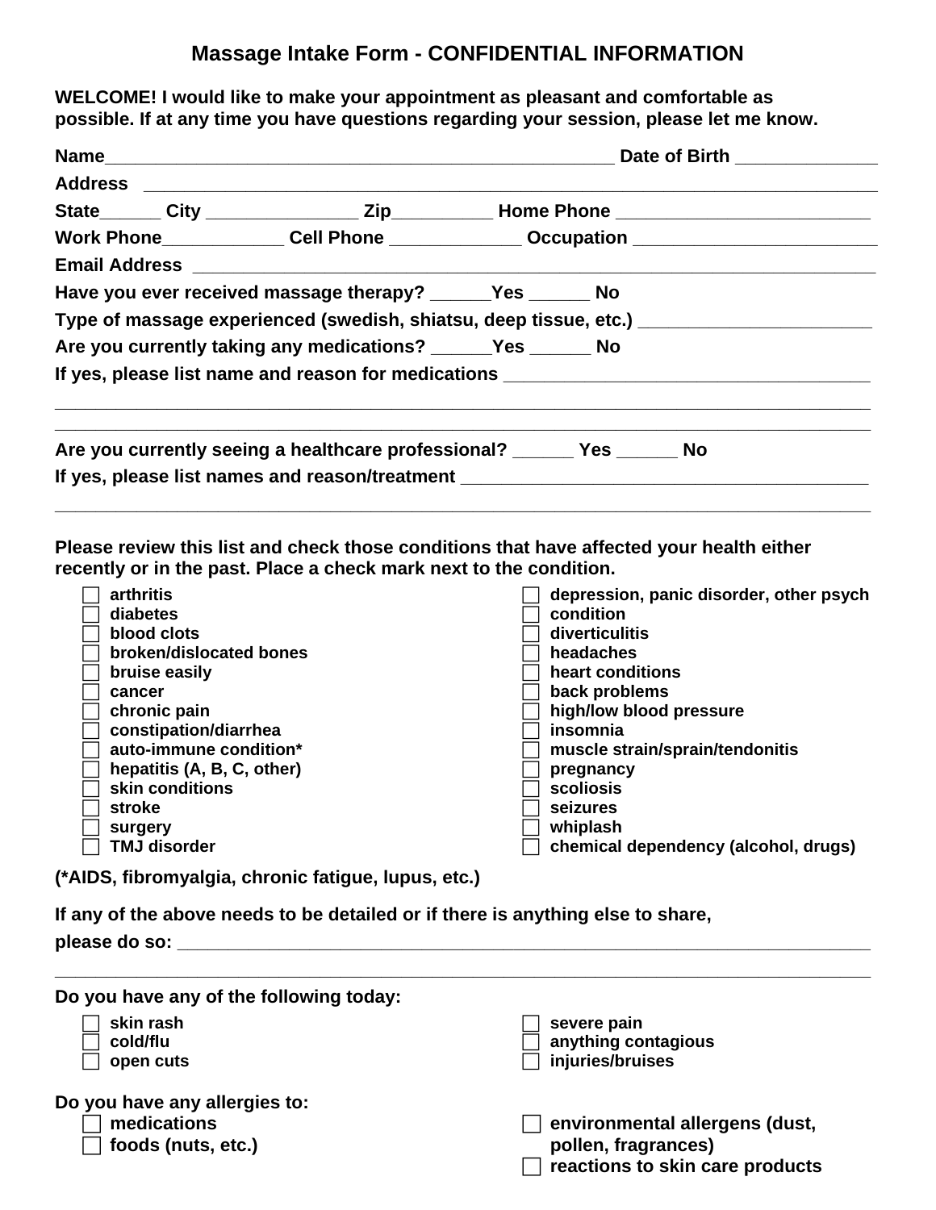# Massage Intake Form - CONFIDENTIAL INFORMATION

**WELCOME! I would like to make your appointment as pleasant and comfortable as possible. If at any time you have questions regarding your session, please let me know.**

**Name**___________________________________________________ **Date of Birth** ______________

**Address** ______________________________________________________________________

**State**______ **City** _______________ **Zip**__________ **Home Phone** _________________________

**Work Phone**____________ **Cell Phone** _____________ **Occupation** ________________________

**Email Address** __________________________________________________________________

**Have you ever received massage therapy?** ______**Yes** ______ **No**

**Type of massage experienced (swedish, shiatsu, deep tissue, etc.)** _______________________

**Are you currently taking any medications?** ______**Yes** ______ **No**

**If yes, please list name and reason for medications** ____________________________________

_________________________________________________________________________________

_________________________________________________________________________________

**Are you currently seeing a healthcare professional?** ______ **Yes** ______ **No**

**If yes, please list names and reason/treatment** _________________________________________

_________________________________________________________________________________

**Please review this list and check those conditions that have affected your health either recently or in the past. Place a check mark next to the condition.**

- ☐ arthritis
- ☐ diabetes
- ☐ blood clots
- ☐ broken/dislocated bones
- ☐ bruise easily
- ☐ cancer
- ☐ chronic pain
- ☐ constipation/diarrhea
- ☐ auto-immune condition*
- ☐ hepatitis (A, B, C, other)
- ☐ skin conditions
- ☐ stroke
- ☐ surgery
- ☐ TMJ disorder
- ☐ depression, panic disorder, other psych condition
- ☐ diverticulitis
- ☐ headaches
- ☐ heart conditions
- ☐ back problems
- ☐ high/low blood pressure
- ☐ insomnia
- ☐ muscle strain/sprain/tendonitis
- ☐ pregnancy
- ☐ scoliosis
- ☐ seizures
- ☐ whiplash
- ☐ chemical dependency (alcohol, drugs)

**(*AIDS, fibromyalgia, chronic fatigue, lupus, etc.)**

**If any of the above needs to be detailed or if there is anything else to share,**

**please do so:** _________________________________________________________________

_________________________________________________________________________________

**Do you have any of the following today:**

- ☐ skin rash
- ☐ cold/flu
- ☐ open cuts
- ☐ severe pain
- ☐ anything contagious
- ☐ injuries/bruises

**Do you have any allergies to:**

- ☐ medications
- ☐ foods (nuts, etc.)
- ☐ environmental allergens (dust, pollen, fragrances)
- ☐ reactions to skin care products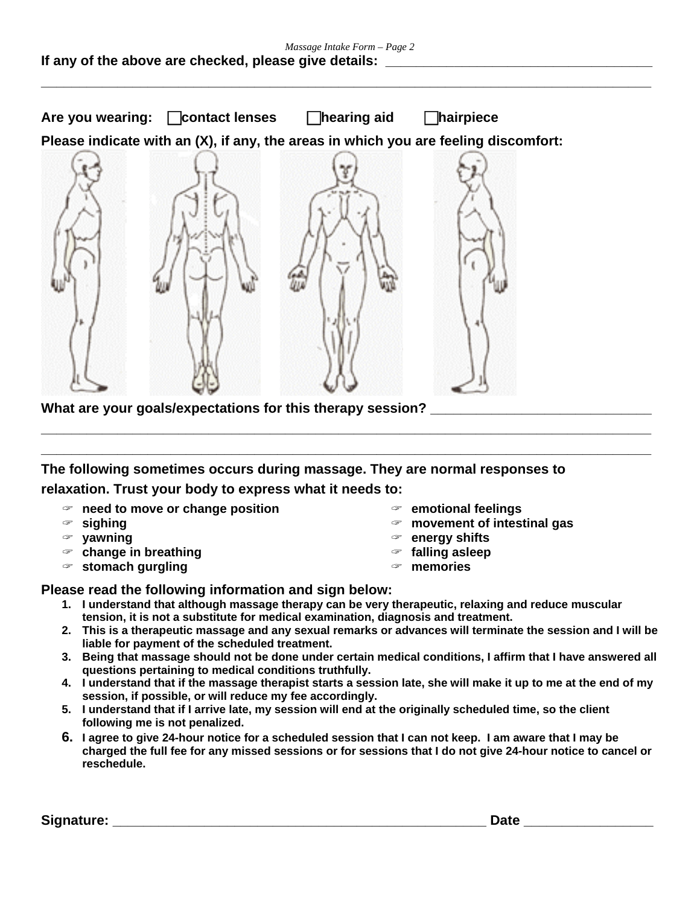**If any of the above are checked, please give details:** ______________________________________

_____________________________________________________________________________________

**Are you wearing:** ☐ **contact lenses** ☐ **hearing aid** ☐ **hairpiece**

**Please indicate with an (X), if any, the areas in which you are feeling discomfort:**

**What are your goals/expectations for this therapy session?** ______________________________

_____________________________________________________________________________________

_____________________________________________________________________________________

**The following sometimes occurs during massage. They are normal responses to relaxation. Trust your body to express what it needs to:**

- **need to move or change position**
- **sighing**
- **yawning**
- **change in breathing**
- **stomach gurgling**
- **emotional feelings**
- **movement of intestinal gas**
- **energy shifts**
- **falling asleep**
- **memories**

**Please read the following information and sign below:**

1. **I understand that although massage therapy can be very therapeutic, relaxing and reduce muscular tension, it is not a substitute for medical examination, diagnosis and treatment.**
2. **This is a therapeutic massage and any sexual remarks or advances will terminate the session and I will be liable for payment of the scheduled treatment.**
3. **Being that massage should not be done under certain medical conditions, I affirm that I have answered all questions pertaining to medical conditions truthfully.**
4. **I understand that if the massage therapist starts a session late, she will make it up to me at the end of my session, if possible, or will reduce my fee accordingly.**
5. **I understand that if I arrive late, my session will end at the originally scheduled time, so the client following me is not penalized.**
6. **I agree to give 24-hour notice for a scheduled session that I can not keep. I am aware that I may be charged the full fee for any missed sessions or for sessions that I do not give 24-hour notice to cancel or reschedule.**

**Signature:** ____________________________________________________ **Date** _________________